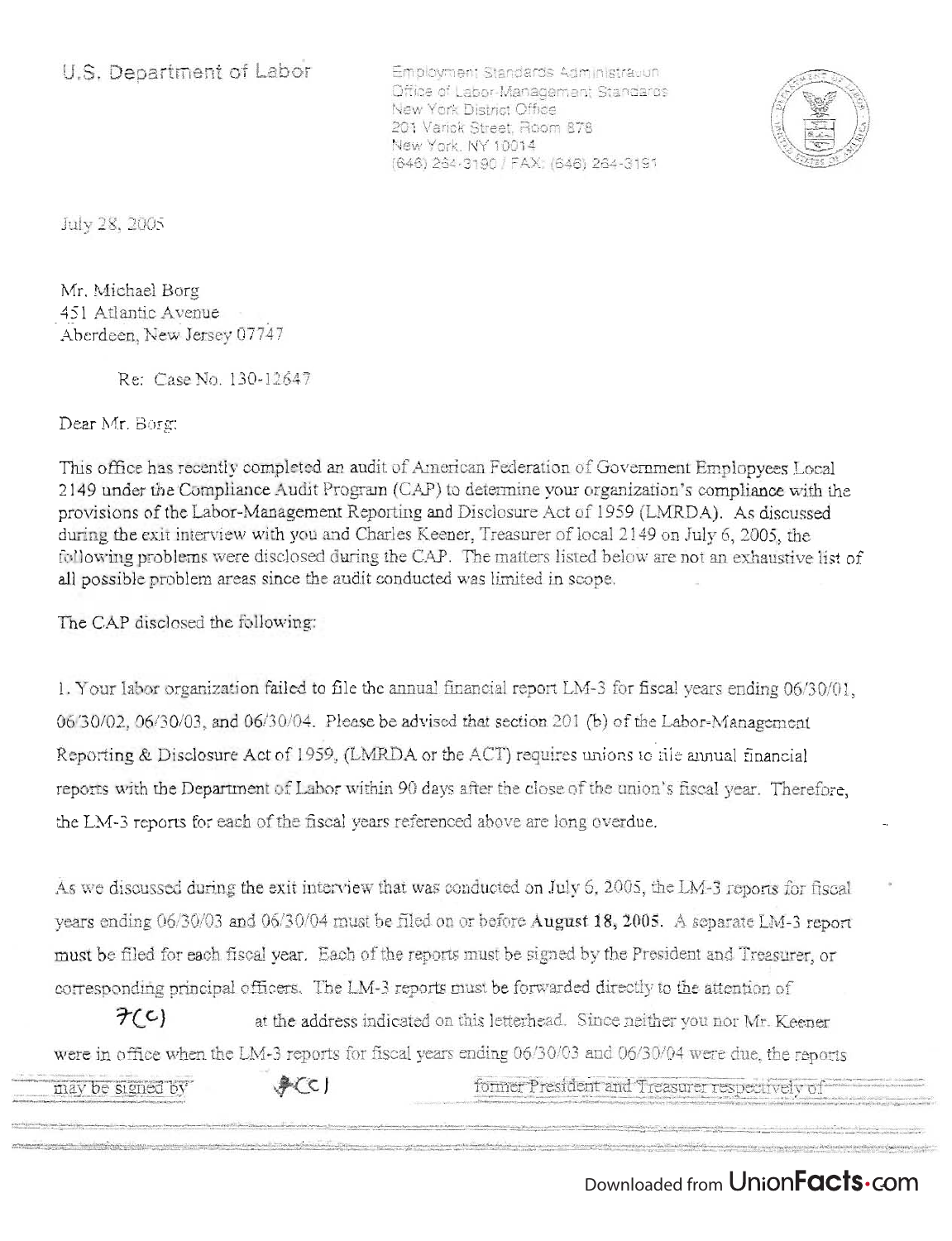U.S. Department of Labor

Employment Standards Administration
Office of Labor-Management Standards
New York District Office
201 Varick Street, Room 878
New York, NY 10014
(646) 264-3190 / FAX: (646) 264-3191

July 28, 2005

Mr. Michael Borg
451 Atlantic Avenue
Aberdeen, New Jersey 07747

Re: Case No. 130-12647

Dear Mr. Borg:

This office has recently completed an audit of American Federation of Government Emplopyees Local 2149 under the Compliance Audit Program (CAP) to determine your organization's compliance with the provisions of the Labor-Management Reporting and Disclosure Act of 1959 (LMRDA). As discussed during the exit interview with you and Charles Keener, Treasurer of local 2149 on July 6, 2005, the following problems were disclosed during the CAP. The matters listed below are not an exhaustive list of all possible problem areas since the audit conducted was limited in scope.

The CAP disclosed the following:

1. Your labor organization failed to file the annual financial report LM-3 for fiscal years ending 06/30/01, 06/30/02, 06/30/03, and 06/30/04. Please be advised that section 201 (b) of the Labor-Management Reporting & Disclosure Act of 1959, (LMRDA or the ACT) requires unions to file annual financial reports with the Department of Labor within 90 days after the close of the union's fiscal year. Therefore, the LM-3 reports for each of the fiscal years referenced above are long overdue.

As we discussed during the exit interview that was conducted on July 6, 2005, the LM-3 reports for fiscal years ending 06/30/03 and 06/30/04 must be filed on or before **August 18, 2005.** A separate LM-3 report must be filed for each fiscal year. Each of the reports must be signed by the President and Treasurer, or corresponding principal officers. The LM-3 reports must be forwarded directly to the attention of 7(C) at the address indicated on this letterhead. Since neither you nor Mr. Keener were in office when the LM-3 reports for fiscal years ending 06/30/03 and 06/30/04 were due, the reports may be signed by 7(C) former President and Treasurer respectively of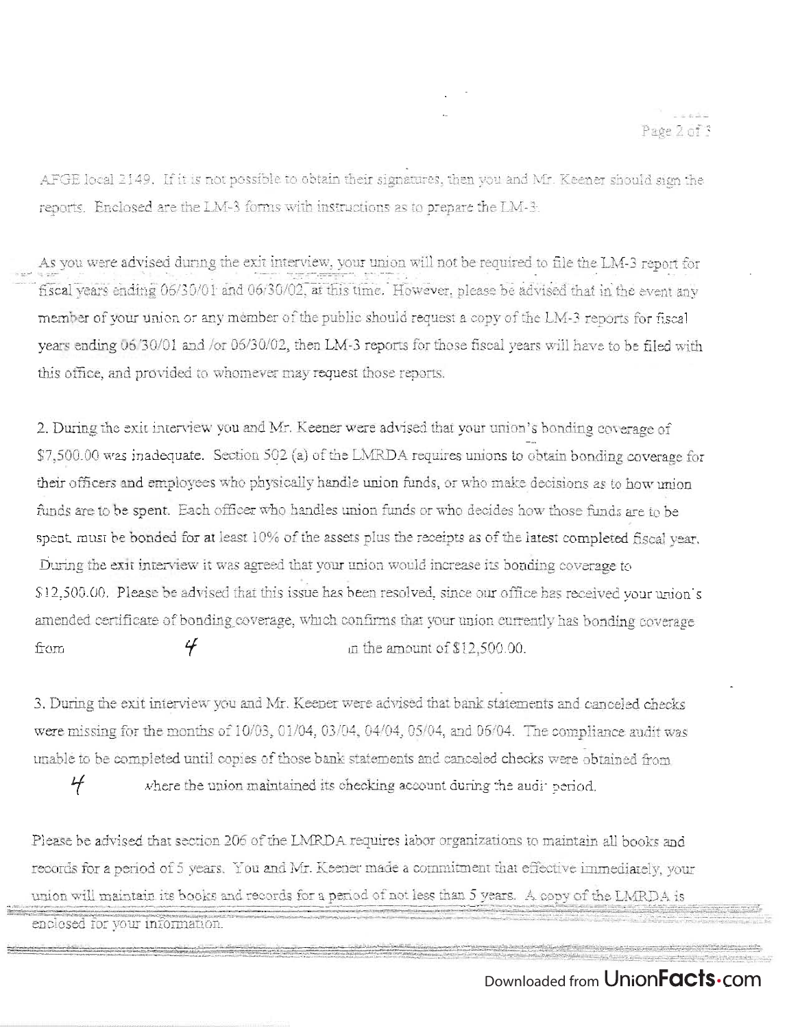AFGE local 2149. If it is not possible to obtain their signatures, then you and Mr. Keener should sign the reports. Enclosed are the LM-3 forms with instructions as to prepare the LM-3.

As you were advised during the exit interview, your union will not be required to file the LM-3 report for fiscal years ending 06/30/01 and 06/30/02, at this time. However, please be advised that in the event any member of your union or any member of the public should request a copy of the LM-3 reports for fiscal years ending 06/30/01 and /or 06/30/02, then LM-3 reports for those fiscal years will have to be filed with this office, and provided to whomever may request those reports.

2. During the exit interview you and Mr. Keener were advised that your union's bonding coverage of $7,500.00 was inadequate. Section 502 (a) of the LMRDA requires unions to obtain bonding coverage for their officers and employees who physically handle union funds, or who make decisions as to how union funds are to be spent. Each officer who handles union funds or who decides how those funds are to be spent, must be bonded for at least 10% of the assets plus the receipts as of the latest completed fiscal year. During the exit interview it was agreed that your union would increase its bonding coverage to $12,500.00. Please be advised that this issue has been resolved, since our office has received your union's amended certificate of bonding coverage, which confirms that your union currently has bonding coverage from 4 in the amount of $12,500.00.

3. During the exit interview you and Mr. Keener were advised that bank statements and canceled checks were missing for the months of 10/03, 01/04, 03/04, 04/04, 05/04, and 06/04. The compliance audit was unable to be completed until copies of those bank statements and canceled checks were obtained from 4 where the union maintained its checking account during the audit period.

Please be advised that section 206 of the LMRDA requires labor organizations to maintain all books and records for a period of 5 years. You and Mr. Keener made a commitment that effective immediately, your union will maintain its books and records for a period of not less than 5 years. A copy of the LMRDA is enclosed for your information.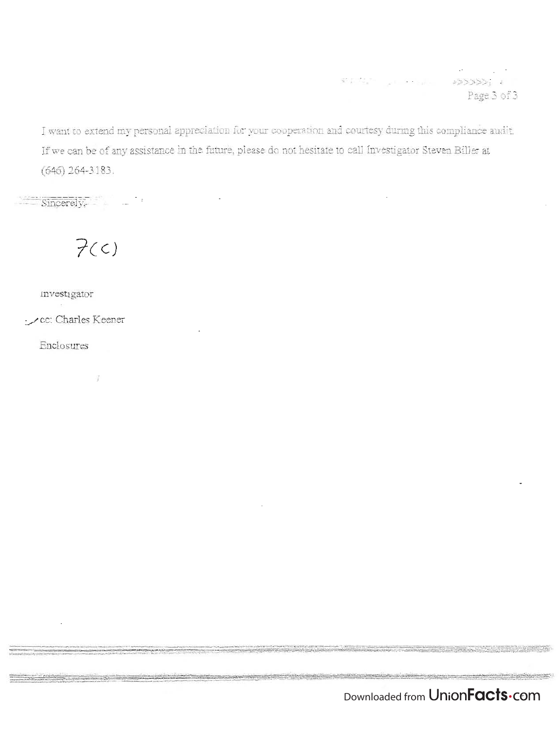I want to extend my personal appreciation for your cooperation and courtesy during this compliance audit. If we can be of any assistance in the future, please do not hesitate to call Investigator Steven Biller at (646) 264-3183.

Sincerely,

7(c)

Investigator

cc: Charles Keener

Enclosures